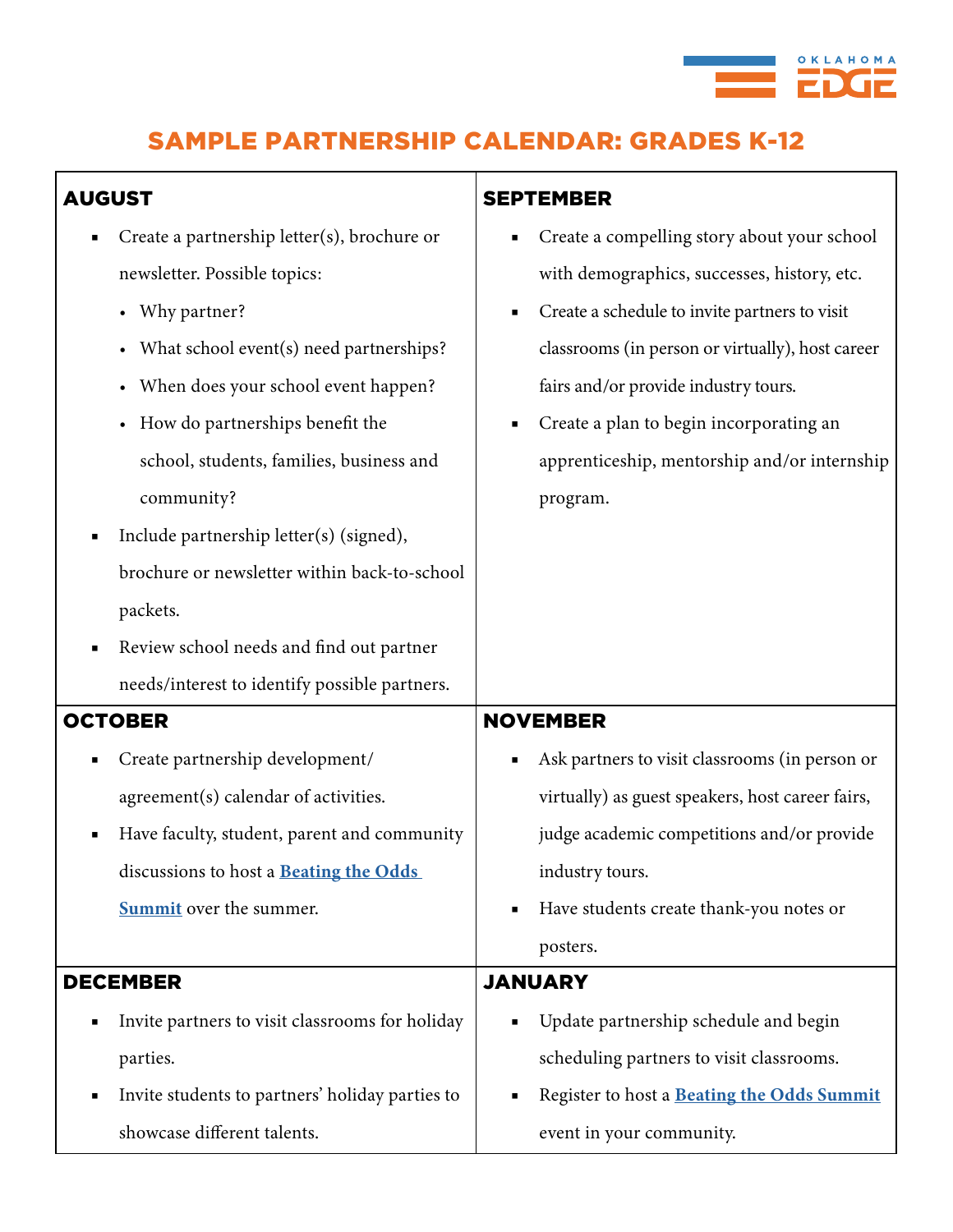# SAMPLE PARTNERSHIP CALENDAR: GRADES K-12

## AUGUST

- Create a partnership letter(s), brochure or newsletter. Possible topics:
  - Why partner?
  - What school event(s) need partnerships?
  - When does your school event happen?
  - How do partnerships benefit the school, students, families, business and community?
- Include partnership letter(s) (signed), brochure or newsletter within back-to-school packets.
- Review school needs and find out partner needs/interest to identify possible partners.

## SEPTEMBER

- Create a compelling story about your school with demographics, successes, history, etc.
- Create a schedule to invite partners to visit classrooms (in person or virtually), host career fairs and/or provide industry tours.
- Create a plan to begin incorporating an apprenticeship, mentorship and/or internship program.

## OCTOBER

- Create partnership development/ agreement(s) calendar of activities.
- Have faculty, student, parent and community discussions to host a **Beating the Odds Summit** over the summer.

## NOVEMBER

- Ask partners to visit classrooms (in person or virtually) as guest speakers, host career fairs, judge academic competitions and/or provide industry tours.
- Have students create thank-you notes or posters.

## DECEMBER

- Invite partners to visit classrooms for holiday parties.
- Invite students to partners' holiday parties to showcase different talents.

## JANUARY

- Update partnership schedule and begin scheduling partners to visit classrooms.
- Register to host a **Beating the Odds Summit** event in your community.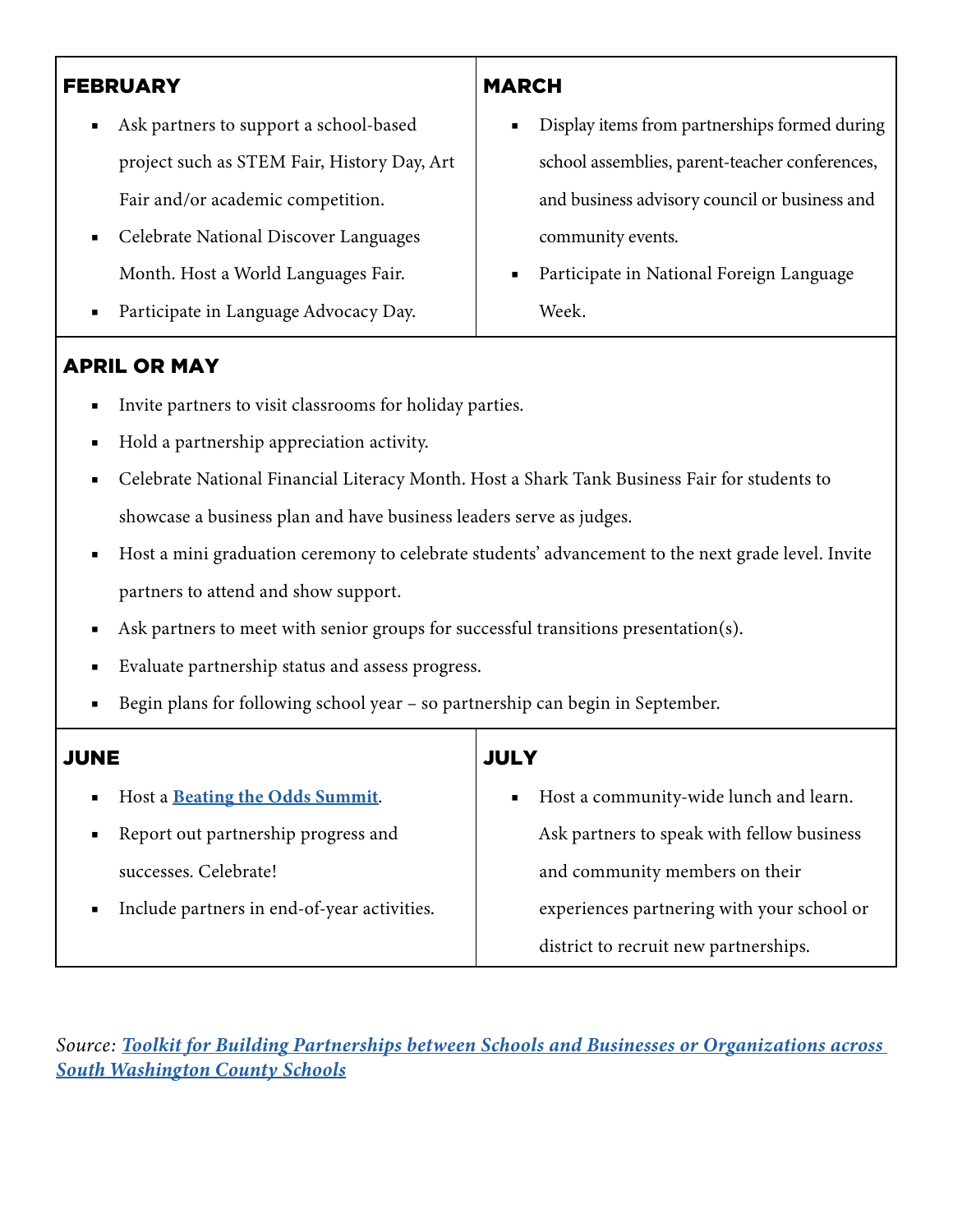## FEBRUARY

- Ask partners to support a school-based project such as STEM Fair, History Day, Art Fair and/or academic competition.
- Celebrate National Discover Languages Month. Host a World Languages Fair.
- Participate in Language Advocacy Day.

## MARCH

- Display items from partnerships formed during school assemblies, parent-teacher conferences, and business advisory council or business and community events.
- Participate in National Foreign Language Week.

## APRIL OR MAY

- Invite partners to visit classrooms for holiday parties.
- Hold a partnership appreciation activity.
- Celebrate National Financial Literacy Month. Host a Shark Tank Business Fair for students to showcase a business plan and have business leaders serve as judges.
- Host a mini graduation ceremony to celebrate students' advancement to the next grade level. Invite partners to attend and show support.
- Ask partners to meet with senior groups for successful transitions presentation(s).
- Evaluate partnership status and assess progress.
- Begin plans for following school year – so partnership can begin in September.

## JUNE

- Host a **Beating the Odds Summit**.
- Report out partnership progress and successes. Celebrate!
- Include partners in end-of-year activities.

## JULY

- Host a community-wide lunch and learn. Ask partners to speak with fellow business and community members on their experiences partnering with your school or district to recruit new partnerships.

*Source:* ***Toolkit for Building Partnerships between Schools and Businesses or Organizations across South Washington County Schools***